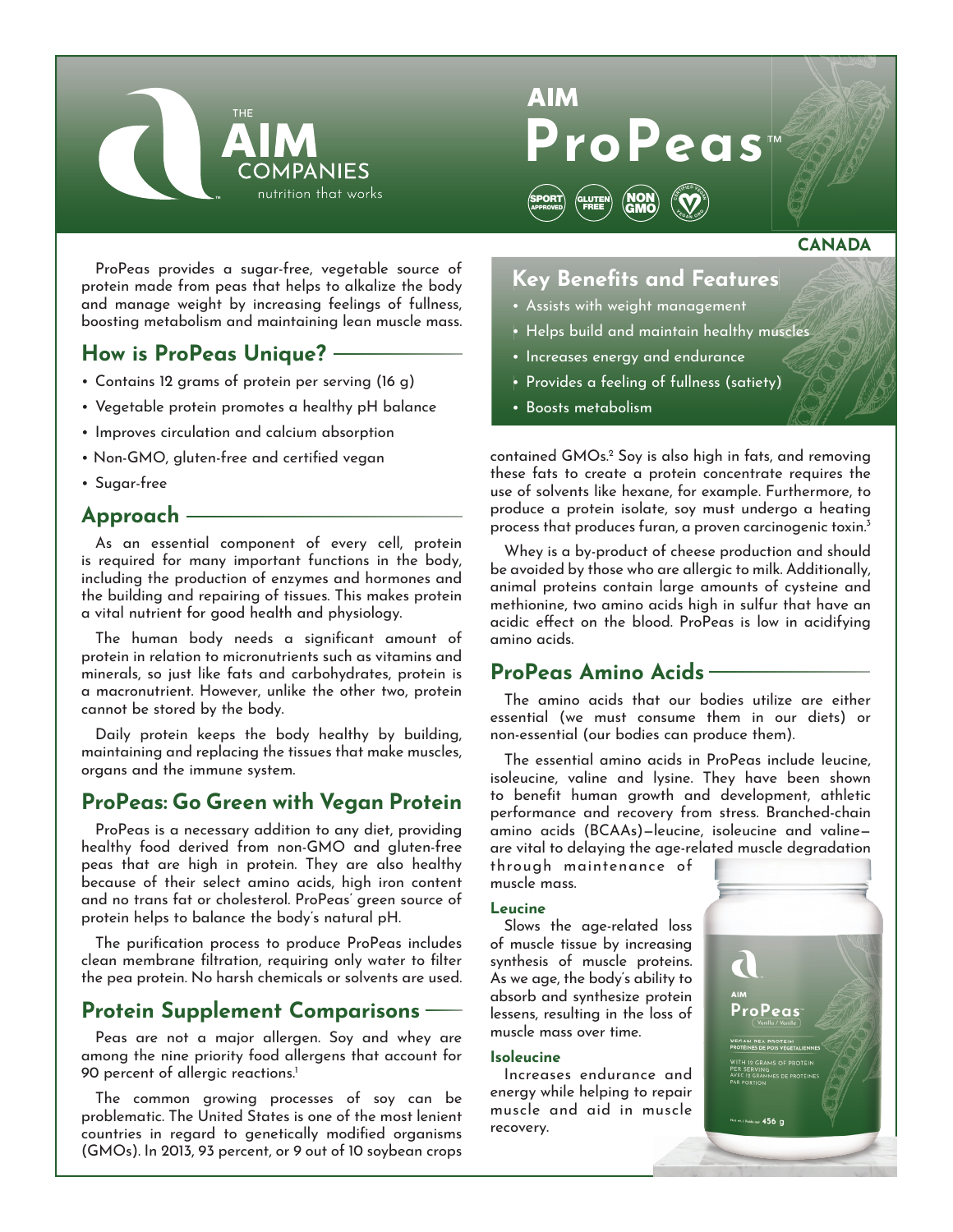THE **AIM** COMPANIES

nutrition that works

# AIM ProPeas™

SPORT APPROVED · GLUTEN FREE · NON GMO · CERTIFIED VEGAN

**CANADA**

ProPeas provides a sugar-free, vegetable source of protein made from peas that helps to alkalize the body and manage weight by increasing feelings of fullness, boosting metabolism and maintaining lean muscle mass.

## How is ProPeas Unique?

- Contains 12 grams of protein per serving (16 g)
- Vegetable protein promotes a healthy pH balance
- Improves circulation and calcium absorption
- Non-GMO, gluten-free and certified vegan
- Sugar-free

## Approach

As an essential component of every cell, protein is required for many important functions in the body, including the production of enzymes and hormones and the building and repairing of tissues. This makes protein a vital nutrient for good health and physiology.

The human body needs a significant amount of protein in relation to micronutrients such as vitamins and minerals, so just like fats and carbohydrates, protein is a macronutrient. However, unlike the other two, protein cannot be stored by the body.

Daily protein keeps the body healthy by building, maintaining and replacing the tissues that make muscles, organs and the immune system.

## ProPeas: Go Green with Vegan Protein

ProPeas is a necessary addition to any diet, providing healthy food derived from non-GMO and gluten-free peas that are high in protein. They are also healthy because of their select amino acids, high iron content and no trans fat or cholesterol. ProPeas' green source of protein helps to balance the body's natural pH.

The purification process to produce ProPeas includes clean membrane filtration, requiring only water to filter the pea protein. No harsh chemicals or solvents are used.

## Protein Supplement Comparisons

Peas are not a major allergen. Soy and whey are among the nine priority food allergens that account for 90 percent of allergic reactions.[1]

The common growing processes of soy can be problematic. The United States is one of the most lenient countries in regard to genetically modified organisms (GMOs). In 2013, 93 percent, or 9 out of 10 soybean crops contained GMOs.[2] Soy is also high in fats, and removing these fats to create a protein concentrate requires the use of solvents like hexane, for example. Furthermore, to produce a protein isolate, soy must undergo a heating process that produces furan, a proven carcinogenic toxin.[3]

Whey is a by-product of cheese production and should be avoided by those who are allergic to milk. Additionally, animal proteins contain large amounts of cysteine and methionine, two amino acids high in sulfur that have an acidic effect on the blood. ProPeas is low in acidifying amino acids.

## Key Benefits and Features

- Assists with weight management
- Helps build and maintain healthy muscles
- Increases energy and endurance
- Provides a feeling of fullness (satiety)
- Boosts metabolism

## ProPeas Amino Acids

The amino acids that our bodies utilize are either essential (we must consume them in our diets) or non-essential (our bodies can produce them).

The essential amino acids in ProPeas include leucine, isoleucine, valine and lysine. They have been shown to benefit human growth and development, athletic performance and recovery from stress. Branched-chain amino acids (BCAAs)—leucine, isoleucine and valine—are vital to delaying the age-related muscle degradation through maintenance of muscle mass.

### Leucine

Slows the age-related loss of muscle tissue by increasing synthesis of muscle proteins. As we age, the body's ability to absorb and synthesize protein lessens, resulting in the loss of muscle mass over time.

### Isoleucine

Increases endurance and energy while helping to repair muscle and aid in muscle recovery.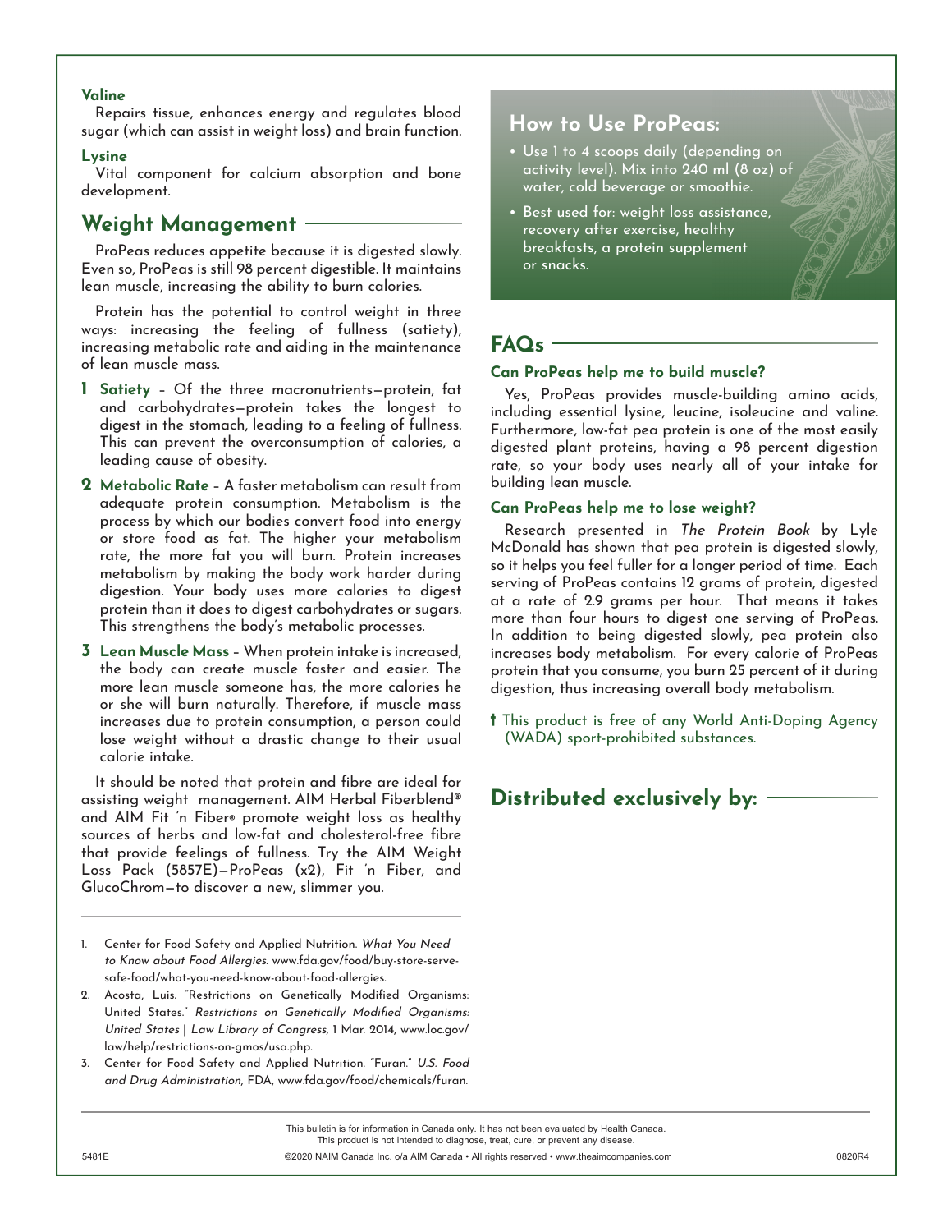### Valine

Repairs tissue, enhances energy and regulates blood sugar (which can assist in weight loss) and brain function.

### Lysine

Vital component for calcium absorption and bone development.

## Weight Management

ProPeas reduces appetite because it is digested slowly. Even so, ProPeas is still 98 percent digestible. It maintains lean muscle, increasing the ability to burn calories.

Protein has the potential to control weight in three ways: increasing the feeling of fullness (satiety), increasing metabolic rate and aiding in the maintenance of lean muscle mass.

1. **Satiety** – Of the three macronutrients—protein, fat and carbohydrates—protein takes the longest to digest in the stomach, leading to a feeling of fullness. This can prevent the overconsumption of calories, a leading cause of obesity.
2. **Metabolic Rate** – A faster metabolism can result from adequate protein consumption. Metabolism is the process by which our bodies convert food into energy or store food as fat. The higher your metabolism rate, the more fat you will burn. Protein increases metabolism by making the body work harder during digestion. Your body uses more calories to digest protein than it does to digest carbohydrates or sugars. This strengthens the body's metabolic processes.
3. **Lean Muscle Mass** – When protein intake is increased, the body can create muscle faster and easier. The more lean muscle someone has, the more calories he or she will burn naturally. Therefore, if muscle mass increases due to protein consumption, a person could lose weight without a drastic change to their usual calorie intake.

It should be noted that protein and fibre are ideal for assisting weight management. AIM Herbal Fiberblend® and AIM Fit 'n Fiber® promote weight loss as healthy sources of herbs and low-fat and cholesterol-free fibre that provide feelings of fullness. Try the AIM Weight Loss Pack (5857E)—ProPeas (x2), Fit 'n Fiber, and GlucoChrom—to discover a new, slimmer you.

---

1. Center for Food Safety and Applied Nutrition. *What You Need to Know about Food Allergies*. www.fda.gov/food/buy-store-serve-safe-food/what-you-need-know-about-food-allergies.
2. Acosta, Luis. "Restrictions on Genetically Modified Organisms: United States." *Restrictions on Genetically Modified Organisms: United States | Law Library of Congress*, 1 Mar. 2014, www.loc.gov/law/help/restrictions-on-gmos/usa.php.
3. Center for Food Safety and Applied Nutrition. "Furan." *U.S. Food and Drug Administration*, FDA, www.fda.gov/food/chemicals/furan.

## How to Use ProPeas:

- Use 1 to 4 scoops daily (depending on activity level). Mix into 240 ml (8 oz) of water, cold beverage or smoothie.
- Best used for: weight loss assistance, recovery after exercise, healthy breakfasts, a protein supplement or snacks.

## FAQs

### Can ProPeas help me to build muscle?

Yes, ProPeas provides muscle-building amino acids, including essential lysine, leucine, isoleucine and valine. Furthermore, low-fat pea protein is one of the most easily digested plant proteins, having a 98 percent digestion rate, so your body uses nearly all of your intake for building lean muscle.

### Can ProPeas help me to lose weight?

Research presented in *The Protein Book* by Lyle McDonald has shown that pea protein is digested slowly, so it helps you feel fuller for a longer period of time. Each serving of ProPeas contains 12 grams of protein, digested at a rate of 2.9 grams per hour. That means it takes more than four hours to digest one serving of ProPeas. In addition to being digested slowly, pea protein also increases body metabolism. For every calorie of ProPeas protein that you consume, you burn 25 percent of it during digestion, thus increasing overall body metabolism.

† This product is free of any World Anti-Doping Agency (WADA) sport-prohibited substances.

## Distributed exclusively by:

This bulletin is for information in Canada only. It has not been evaluated by Health Canada.
This product is not intended to diagnose, treat, cure, or prevent any disease.

5481E ©2020 NAIM Canada Inc. o/a AIM Canada • All rights reserved • www.theaimcompanies.com 0820R4